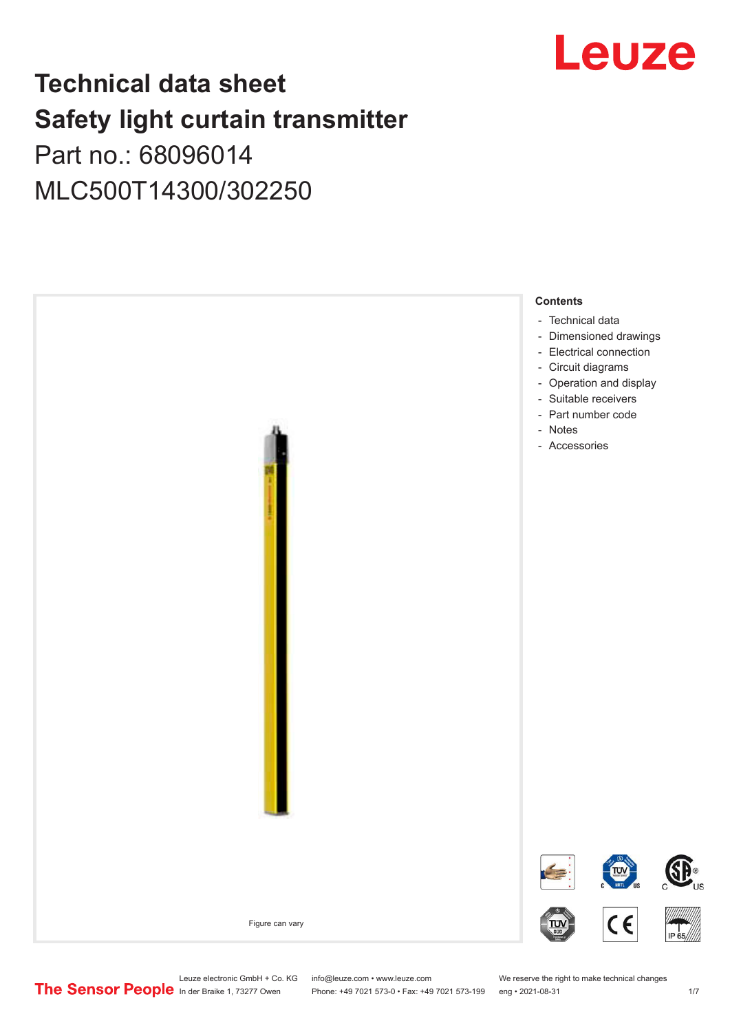# Technical data sheet
# Safety light curtain transmitter
Part no.: 68096014

MLC500T14300/302250

Figure can vary

**Contents**

- Technical data
- Dimensioned drawings
- Electrical connection
- Circuit diagrams
- Operation and display
- Suitable receivers
- Part number code
- Notes
- Accessories

Leuze electronic GmbH + Co. KG
In der Braike 1, 73277 Owen

info@leuze.com • www.leuze.com
Phone: +49 7021 573-0 • Fax: +49 7021 573-199

We reserve the right to make technical changes
eng • 2021-08-31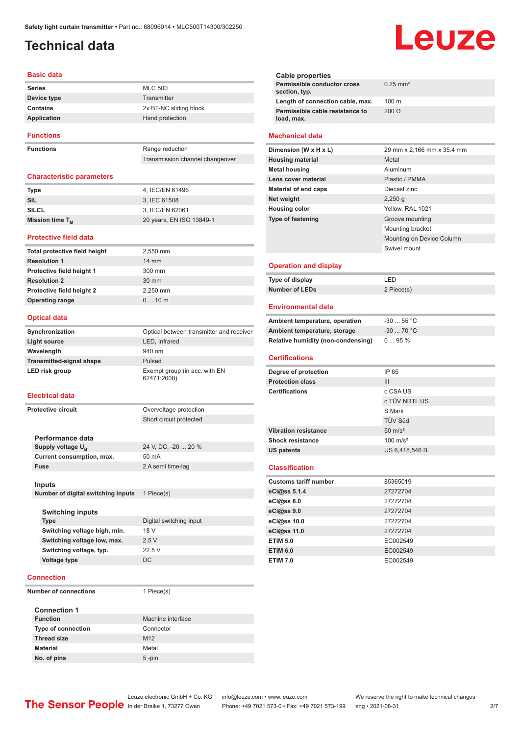# Technical data

## Basic data

| | |
|---|---|
| Series | MLC 500 |
| Device type | Transmitter |
| Contains | 2x BT-NC sliding block |
| Application | Hand protection |

## Functions

| | |
|---|---|
| Functions | Range reduction |
| | Transmission channel changeover |

## Characteristic parameters

| | |
|---|---|
| Type | 4, IEC/EN 61496 |
| SIL | 3, IEC 61508 |
| SILCL | 3, IEC/EN 62061 |
| Mission time $T_M$ | 20 years, EN ISO 13849-1 |

## Protective field data

| | |
|---|---|
| Total protective field height | 2,550 mm |
| Resolution 1 | 14 mm |
| Protective field height 1 | 300 mm |
| Resolution 2 | 30 mm |
| Protective field height 2 | 2,250 mm |
| Operating range | 0 ... 10 m |

## Optical data

| | |
|---|---|
| Synchronization | Optical between transmitter and receiver |
| Light source | LED, Infrared |
| Wavelength | 940 nm |
| Transmitted-signal shape | Pulsed |
| LED risk group | Exempt group (in acc. with EN 62471:2008) |

## Electrical data

| | |
|---|---|
| Protective circuit | Overvoltage protection |
| | Short circuit protected |

### Performance data

| | |
|---|---|
| Supply voltage $U_B$ | 24 V, DC, -20 ... 20 % |
| Current consumption, max. | 50 mA |
| Fuse | 2 A semi time-lag |

### Inputs

| | |
|---|---|
| Number of digital switching inputs | 1 Piece(s) |

#### Switching inputs

| | |
|---|---|
| Type | Digital switching input |
| Switching voltage high, min. | 18 V |
| Switching voltage low, max. | 2.5 V |
| Switching voltage, typ. | 22.5 V |
| Voltage type | DC |

## Connection

| | |
|---|---|
| Number of connections | 1 Piece(s) |

### Connection 1

| | |
|---|---|
| Function | Machine interface |
| Type of connection | Connector |
| Thread size | M12 |
| Material | Metal |
| No. of pins | 5 -pin |

### Cable properties

| | |
|---|---|
| Permissible conductor cross section, typ. | 0.25 mm² |
| Length of connection cable, max. | 100 m |
| Permissible cable resistance to load, max. | 200 Ω |

## Mechanical data

| | |
|---|---|
| Dimension (W x H x L) | 29 mm x 2,166 mm x 35.4 mm |
| Housing material | Metal |
| Metal housing | Aluminum |
| Lens cover material | Plastic / PMMA |
| Material of end caps | Diecast zinc |
| Net weight | 2,250 g |
| Housing color | Yellow, RAL 1021 |
| Type of fastening | Groove mounting |
| | Mounting bracket |
| | Mounting on Device Column |
| | Swivel mount |

## Operation and display

| | |
|---|---|
| Type of display | LED |
| Number of LEDs | 2 Piece(s) |

## Environmental data

| | |
|---|---|
| Ambient temperature, operation | -30 ... 55 °C |
| Ambient temperature, storage | -30 ... 70 °C |
| Relative humidity (non-condensing) | 0 ... 95 % |

## Certifications

| | |
|---|---|
| Degree of protection | IP 65 |
| Protection class | III |
| Certifications | c CSA US |
| | c TÜV NRTL US |
| | S Mark |
| | TÜV Süd |
| Vibration resistance | 50 m/s² |
| Shock resistance | 100 m/s² |
| US patents | US 6,418,546 B |

## Classification

| | |
|---|---|
| Customs tariff number | 85365019 |
| eCl@ss 5.1.4 | 27272704 |
| eCl@ss 8.0 | 27272704 |
| eCl@ss 9.0 | 27272704 |
| eCl@ss 10.0 | 27272704 |
| eCl@ss 11.0 | 27272704 |
| ETIM 5.0 | EC002549 |
| ETIM 6.0 | EC002549 |
| ETIM 7.0 | EC002549 |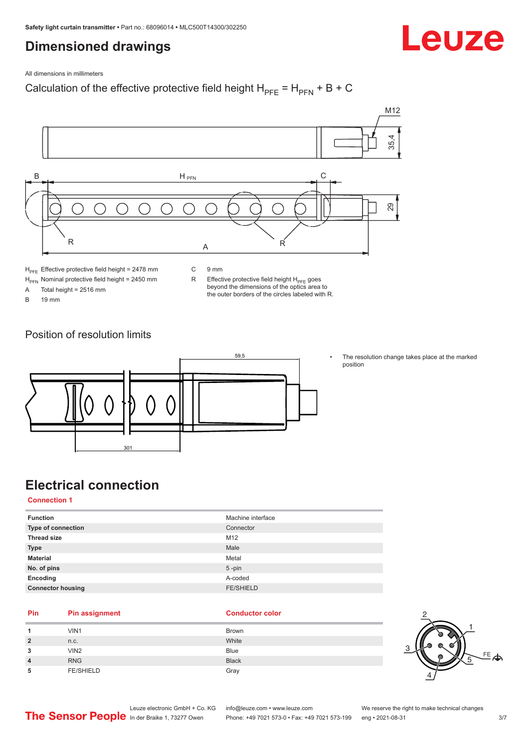# Dimensioned drawings

All dimensions in millimeters

Calculation of the effective protective field height $H_{PFE} = H_{PFN} + B + C$

$H_{PFE}$ Effective protective field height = 2478 mm

$H_{PFN}$ Nominal protective field height = 2450 mm

A Total height = 2516 mm

B 19 mm

C 9 mm

R Effective protective field height $H_{PFE}$ goes beyond the dimensions of the optics area to the outer borders of the circles labeled with R.

## Position of resolution limits

- The resolution change takes place at the marked position

# Electrical connection

## Connection 1

| | |
|---|---|
| **Function** | Machine interface |
| **Type of connection** | Connector |
| **Thread size** | M12 |
| **Type** | Male |
| **Material** | Metal |
| **No. of pins** | 5 -pin |
| **Encoding** | A-coded |
| **Connector housing** | FE/SHIELD |

| Pin | Pin assignment | Conductor color |
|---|---|---|
| **1** | VIN1 | Brown |
| **2** | n.c. | White |
| **3** | VIN2 | Blue |
| **4** | RNG | Black |
| **5** | FE/SHIELD | Gray |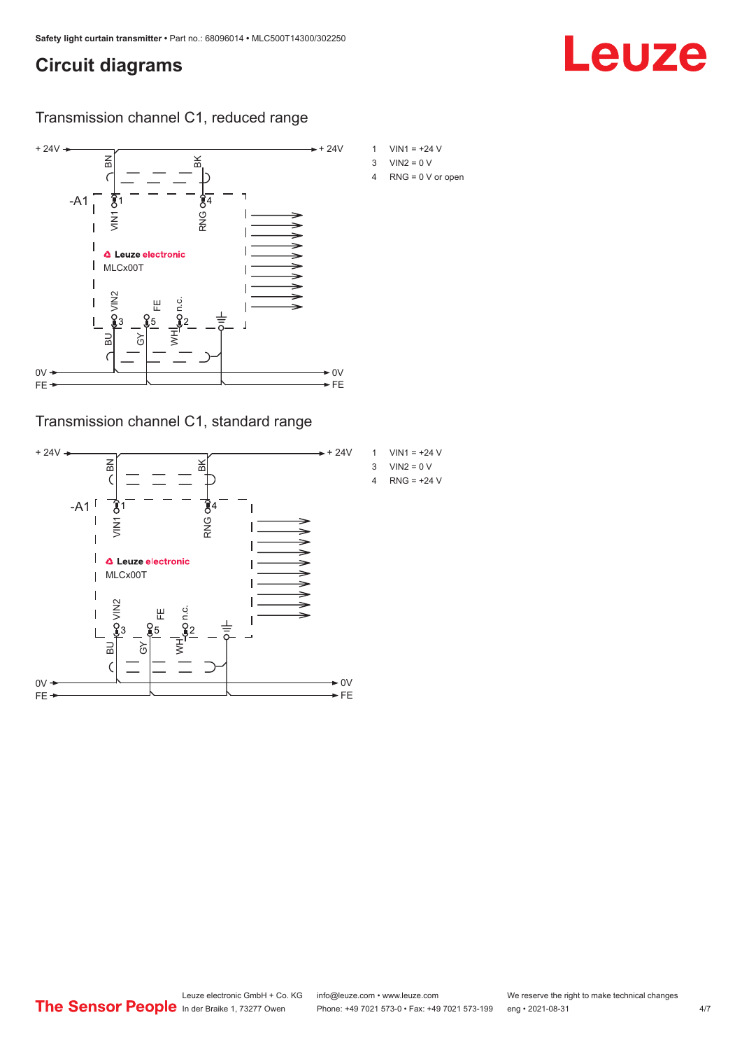# Circuit diagrams

## Transmission channel C1, reduced range

1 VIN1 = +24 V
3 VIN2 = 0 V
4 RNG = 0 V or open

## Transmission channel C1, standard range

1 VIN1 = +24 V
3 VIN2 = 0 V
4 RNG = +24 V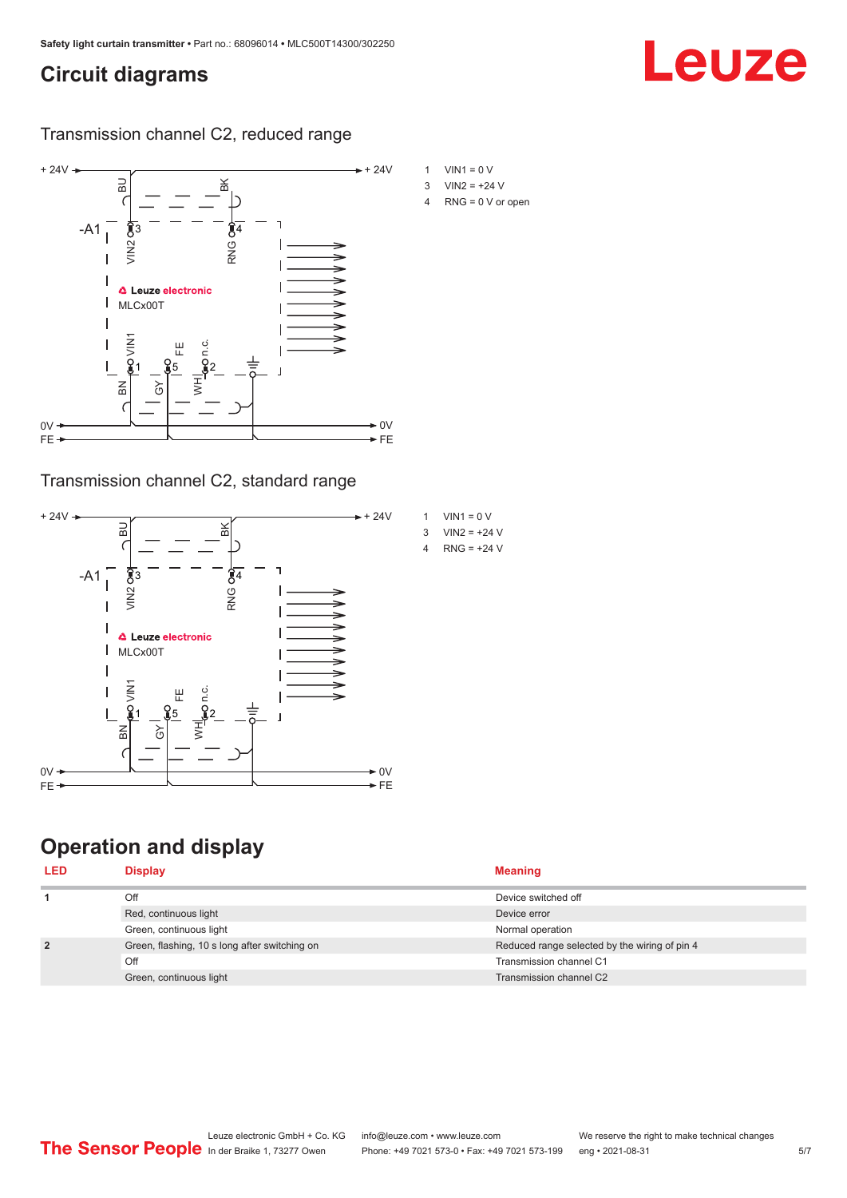## Circuit diagrams

### Transmission channel C2, reduced range

1 VIN1 = 0 V
3 VIN2 = +24 V
4 RNG = 0 V or open

### Transmission channel C2, standard range

1 VIN1 = 0 V
3 VIN2 = +24 V
4 RNG = +24 V

## Operation and display

| LED | Display | Meaning |
|---|---|---|
| 1 | Off | Device switched off |
| | Red, continuous light | Device error |
| | Green, continuous light | Normal operation |
| 2 | Green, flashing, 10 s long after switching on | Reduced range selected by the wiring of pin 4 |
| | Off | Transmission channel C1 |
| | Green, continuous light | Transmission channel C2 |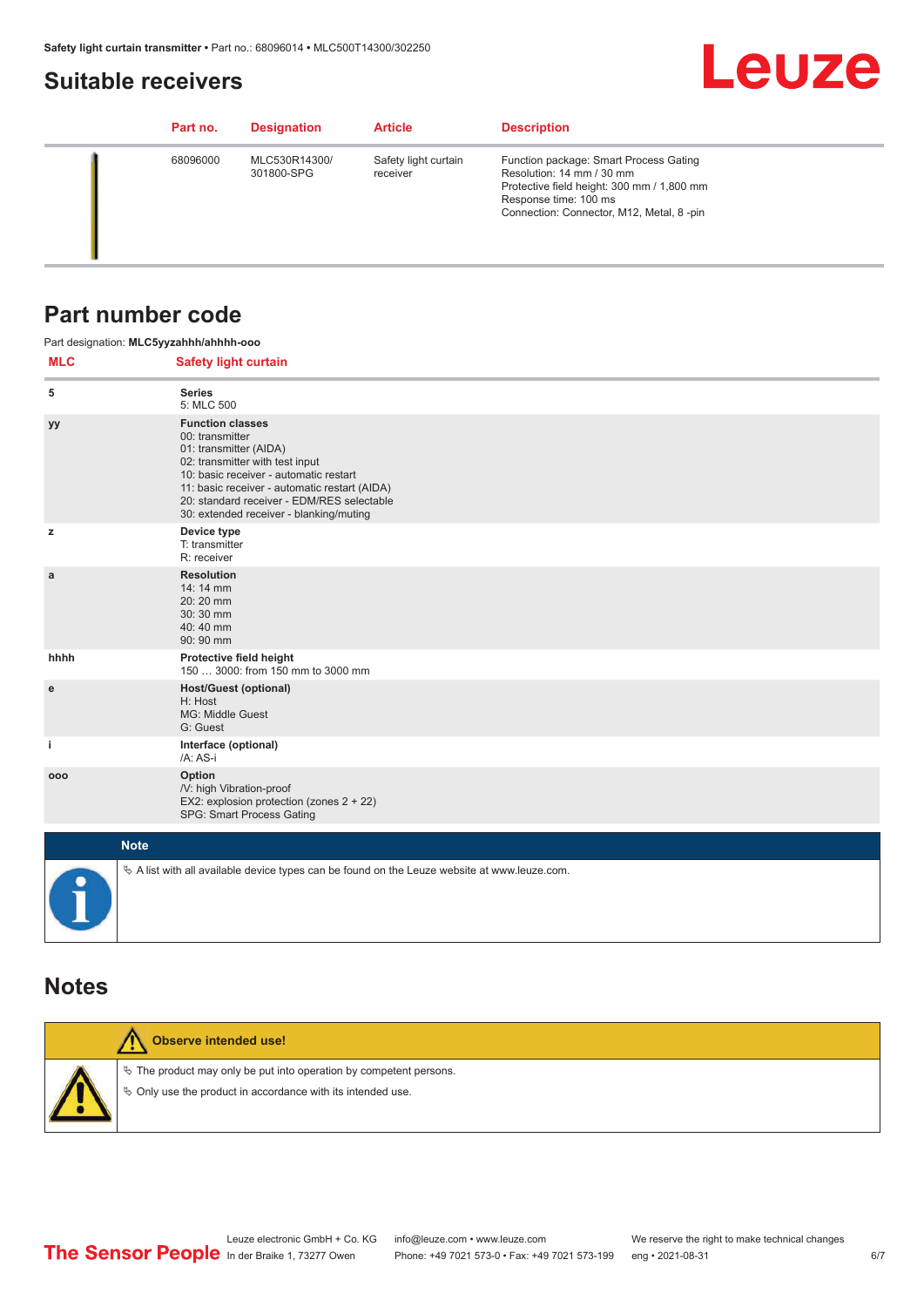## Suitable receivers

| Part no. | Designation | Article | Description |
|---|---|---|---|
| 68096000 | MLC530R14300/301800-SPG | Safety light curtain receiver | Function package: Smart Process Gating<br>Resolution: 14 mm / 30 mm<br>Protective field height: 300 mm / 1,800 mm<br>Response time: 100 ms<br>Connection: Connector, M12, Metal, 8 -pin |

## Part number code

Part designation: **MLC5yyzahhh/ahhhh-ooo**

| MLC | Safety light curtain |
|---|---|
| 5 | **Series**<br>5: MLC 500 |
| yy | **Function classes**<br>00: transmitter<br>01: transmitter (AIDA)<br>02: transmitter with test input<br>10: basic receiver - automatic restart<br>11: basic receiver - automatic restart (AIDA)<br>20: standard receiver - EDM/RES selectable<br>30: extended receiver - blanking/muting |
| z | **Device type**<br>T: transmitter<br>R: receiver |
| a | **Resolution**<br>14: 14 mm<br>20: 20 mm<br>30: 30 mm<br>40: 40 mm<br>90: 90 mm |
| hhhh | **Protective field height**<br>150 … 3000: from 150 mm to 3000 mm |
| e | **Host/Guest (optional)**<br>H: Host<br>MG: Middle Guest<br>G: Guest |
| i | **Interface (optional)**<br>/A: AS-i |
| ooo | **Option**<br>/V: high Vibration-proof<br>EX2: explosion protection (zones 2 + 22)<br>SPG: Smart Process Gating |

**Note**

- A list with all available device types can be found on the Leuze website at www.leuze.com.

## Notes

**Observe intended use!**

- The product may only be put into operation by competent persons.
- Only use the product in accordance with its intended use.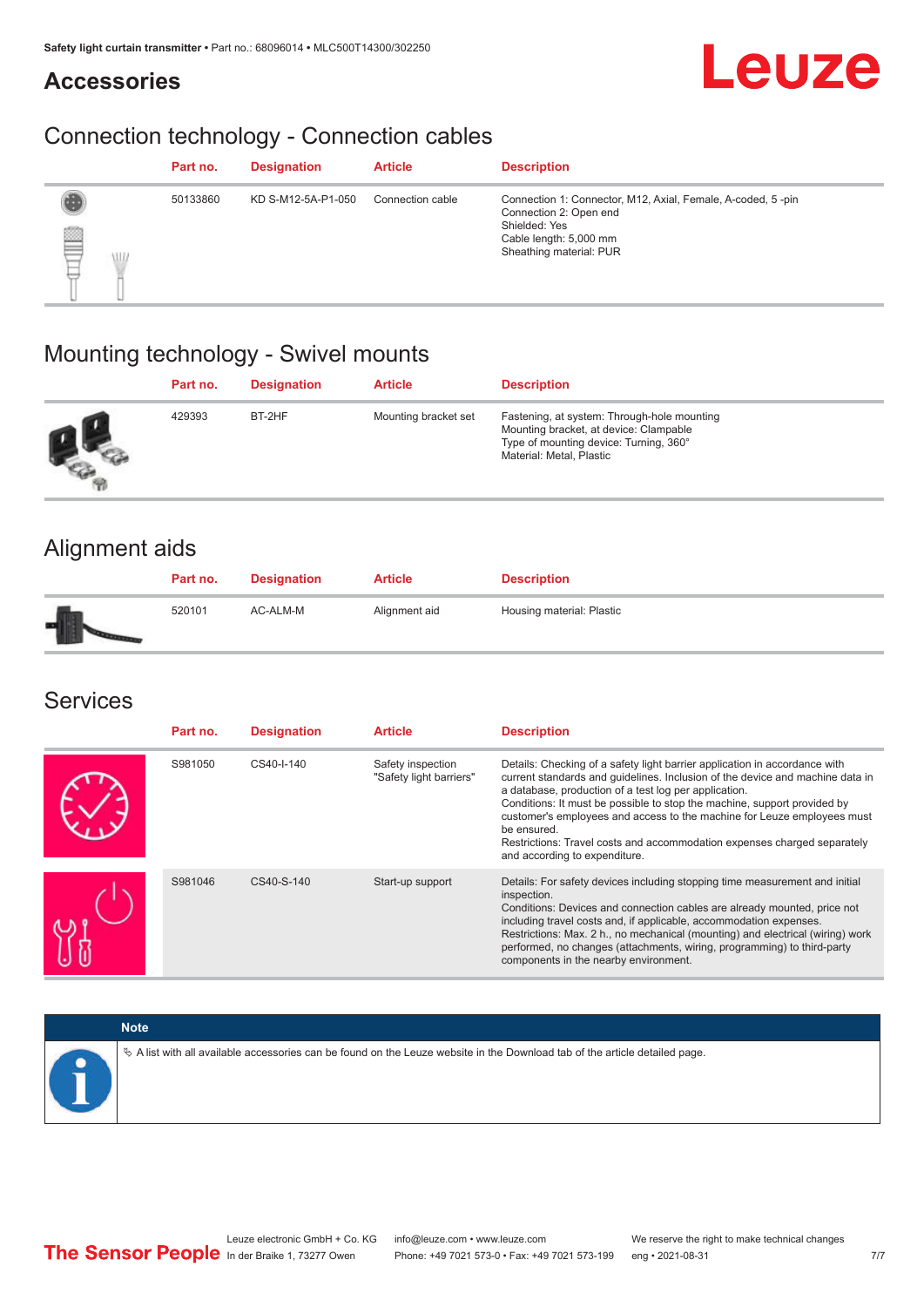# Accessories

## Connection technology - Connection cables

| | Part no. | Designation | Article | Description |
|---|---|---|---|---|
| | 50133860 | KD S-M12-5A-P1-050 | Connection cable | Connection 1: Connector, M12, Axial, Female, A-coded, 5 -pin<br>Connection 2: Open end<br>Shielded: Yes<br>Cable length: 5,000 mm<br>Sheathing material: PUR |

## Mounting technology - Swivel mounts

| | Part no. | Designation | Article | Description |
|---|---|---|---|---|
| | 429393 | BT-2HF | Mounting bracket set | Fastening, at system: Through-hole mounting<br>Mounting bracket, at device: Clampable<br>Type of mounting device: Turning, 360°<br>Material: Metal, Plastic |

## Alignment aids

| | Part no. | Designation | Article | Description |
|---|---|---|---|---|
| | 520101 | AC-ALM-M | Alignment aid | Housing material: Plastic |

## Services

| | Part no. | Designation | Article | Description |
|---|---|---|---|---|
| | S981050 | CS40-I-140 | Safety inspection "Safety light barriers" | Details: Checking of a safety light barrier application in accordance with current standards and guidelines. Inclusion of the device and machine data in a database, production of a test log per application.<br>Conditions: It must be possible to stop the machine, support provided by customer's employees and access to the machine for Leuze employees must be ensured.<br>Restrictions: Travel costs and accommodation expenses charged separately and according to expenditure. |
| | S981046 | CS40-S-140 | Start-up support | Details: For safety devices including stopping time measurement and initial inspection.<br>Conditions: Devices and connection cables are already mounted, price not including travel costs and, if applicable, accommodation expenses.<br>Restrictions: Max. 2 h., no mechanical (mounting) and electrical (wiring) work performed, no changes (attachments, wiring, programming) to third-party components in the nearby environment. |

**Note**

↳ A list with all available accessories can be found on the Leuze website in the Download tab of the article detailed page.